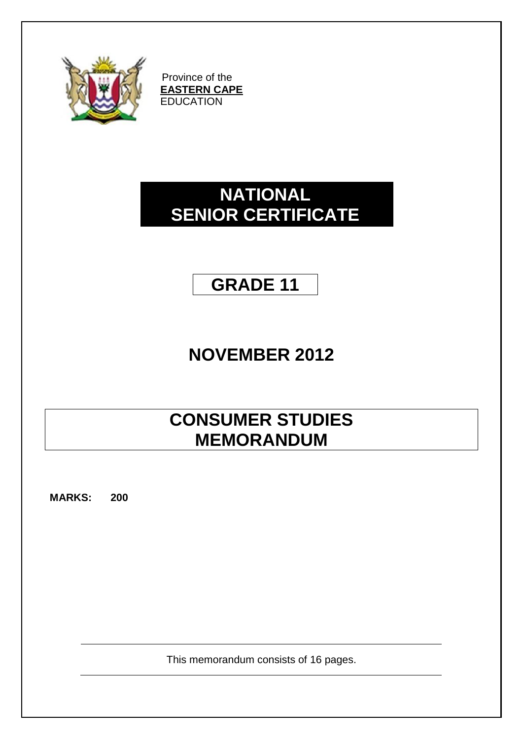Province of the
**EASTERN CAPE**
EDUCATION

# NATIONAL SENIOR CERTIFICATE

## GRADE 11

## NOVEMBER 2012

# CONSUMER STUDIES MEMORANDUM

**MARKS: 200**

This memorandum consists of 16 pages.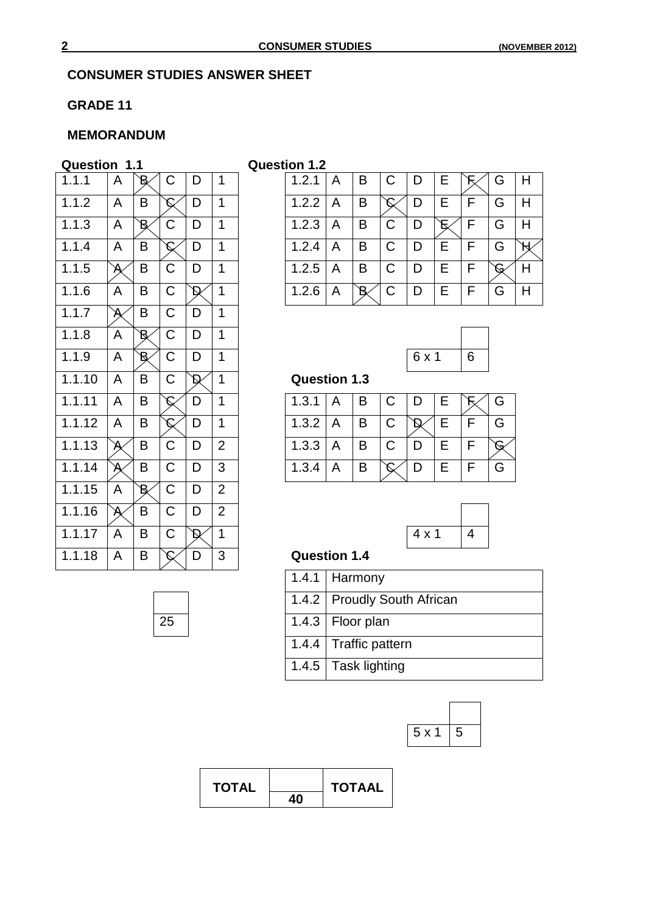## CONSUMER STUDIES ANSWER SHEET

## GRADE 11

## MEMORANDUM

### Question 1.1

| | | | | | |
|---|---|---|---|---|---|
| 1.1.1 | A | ~~B~~ | C | D | 1 |
| 1.1.2 | A | B | ~~C~~ | D | 1 |
| 1.1.3 | A | ~~B~~ | C | D | 1 |
| 1.1.4 | A | B | ~~C~~ | D | 1 |
| 1.1.5 | ~~A~~ | B | C | D | 1 |
| 1.1.6 | A | B | C | ~~D~~ | 1 |
| 1.1.7 | ~~A~~ | B | C | D | 1 |
| 1.1.8 | A | ~~B~~ | C | D | 1 |
| 1.1.9 | A | ~~B~~ | C | D | 1 |
| 1.1.10 | A | B | C | ~~D~~ | 1 |
| 1.1.11 | A | B | ~~C~~ | D | 1 |
| 1.1.12 | A | B | ~~C~~ | D | 1 |
| 1.1.13 | ~~A~~ | B | C | D | 2 |
| 1.1.14 | ~~A~~ | B | C | D | 3 |
| 1.1.15 | A | ~~B~~ | C | D | 2 |
| 1.1.16 | ~~A~~ | B | C | D | 2 |
| 1.1.17 | A | B | C | ~~D~~ | 1 |
| 1.1.18 | A | B | ~~C~~ | D | 3 |

| |
|---|
| 25 |

### Question 1.2

| | | | | | | | | |
|---|---|---|---|---|---|---|---|---|
| 1.2.1 | A | B | C | D | E | ~~F~~ | G | H |
| 1.2.2 | A | B | ~~C~~ | D | E | F | G | H |
| 1.2.3 | A | B | C | D | ~~E~~ | F | G | H |
| 1.2.4 | A | B | C | D | E | F | G | ~~H~~ |
| 1.2.5 | A | B | C | D | E | F | ~~G~~ | H |
| 1.2.6 | A | ~~B~~ | C | D | E | F | G | H |

| | |
|---|---|
| 6 x 1 | 6 |

### Question 1.3

| | | | | | | | |
|---|---|---|---|---|---|---|---|
| 1.3.1 | A | B | C | D | E | ~~F~~ | G |
| 1.3.2 | A | B | C | ~~D~~ | E | F | G |
| 1.3.3 | A | B | C | D | E | F | ~~G~~ |
| 1.3.4 | A | B | ~~C~~ | D | E | F | G |

| | |
|---|---|
| 4 x 1 | 4 |

### Question 1.4

| | |
|---|---|
| 1.4.1 | Harmony |
| 1.4.2 | Proudly South African |
| 1.4.3 | Floor plan |
| 1.4.4 | Traffic pattern |
| 1.4.5 | Task lighting |

| | |
|---|---|
| 5 x 1 | 5 |

| TOTAL | 40 | TOTAAL |
|---|---|---|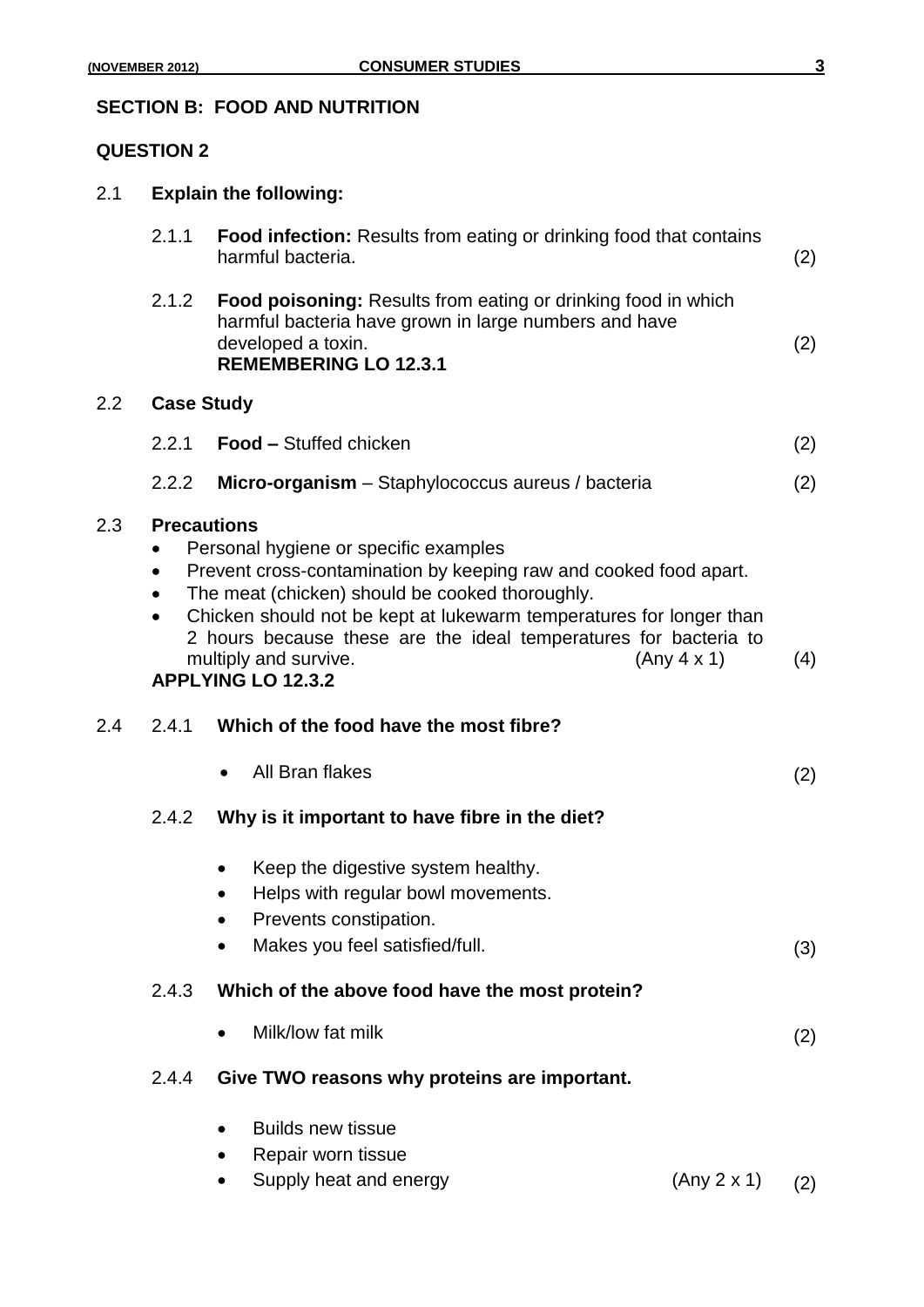## SECTION B: FOOD AND NUTRITION

### QUESTION 2

2.1 **Explain the following:**

2.1.1 **Food infection:** Results from eating or drinking food that contains harmful bacteria. (2)

2.1.2 **Food poisoning:** Results from eating or drinking food in which harmful bacteria have grown in large numbers and have developed a toxin. (2)
**REMEMBERING LO 12.3.1**

2.2 **Case Study**

2.2.1 **Food –** Stuffed chicken (2)

2.2.2 **Micro-organism** – Staphylococcus aureus / bacteria (2)

2.3 **Precautions**

- Personal hygiene or specific examples
- Prevent cross-contamination by keeping raw and cooked food apart.
- The meat (chicken) should be cooked thoroughly.
- Chicken should not be kept at lukewarm temperatures for longer than 2 hours because these are the ideal temperatures for bacteria to multiply and survive. (Any 4 x 1) (4)

**APPLYING LO 12.3.2**

2.4 2.4.1 **Which of the food have the most fibre?**

- All Bran flakes (2)

2.4.2 **Why is it important to have fibre in the diet?**

- Keep the digestive system healthy.
- Helps with regular bowl movements.
- Prevents constipation.
- Makes you feel satisfied/full. (3)

2.4.3 **Which of the above food have the most protein?**

- Milk/low fat milk (2)

2.4.4 **Give TWO reasons why proteins are important.**

- Builds new tissue
- Repair worn tissue
- Supply heat and energy (Any 2 x 1) (2)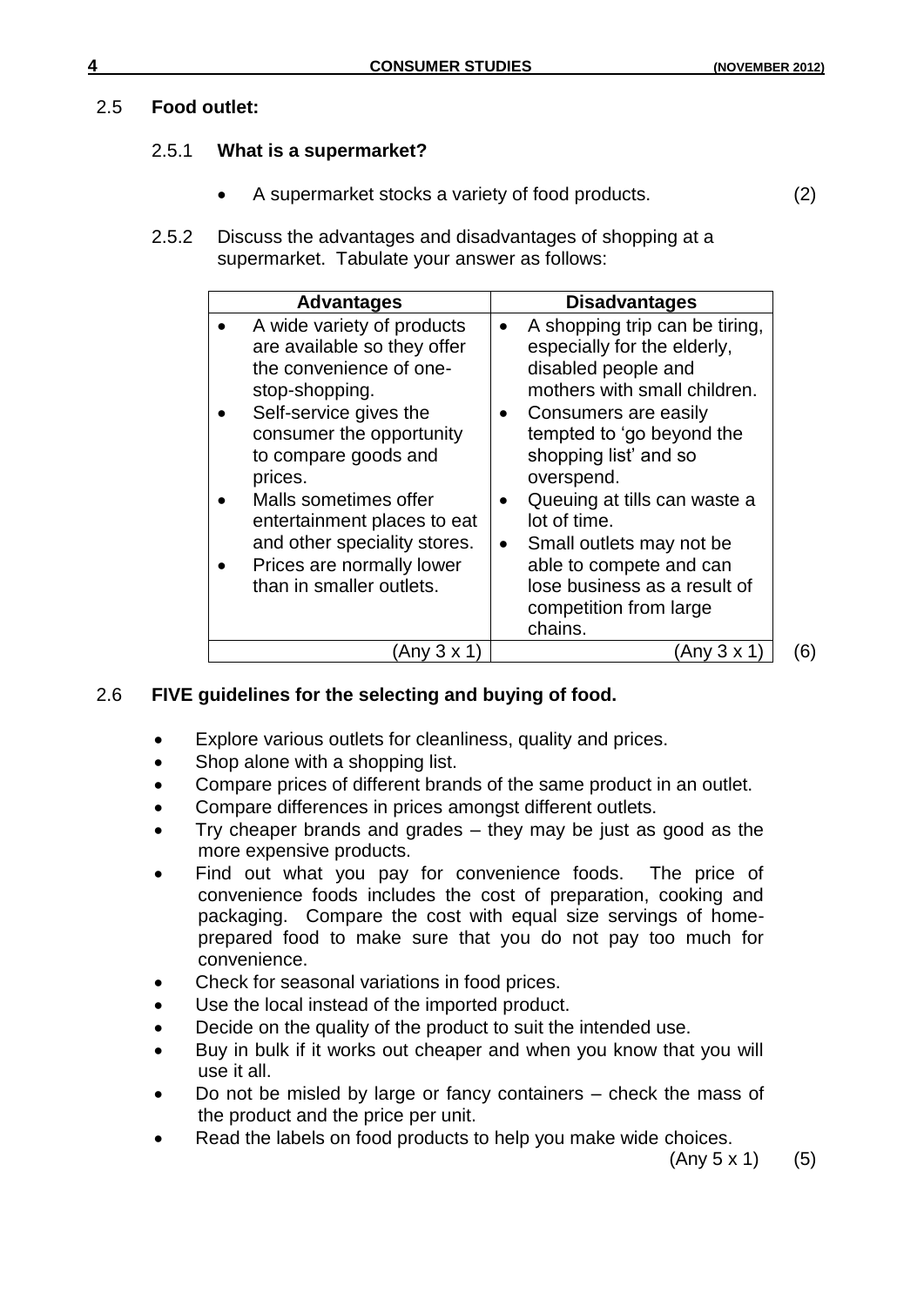## 2.5 Food outlet:

### 2.5.1 What is a supermarket?

- A supermarket stocks a variety of food products. (2)

### 2.5.2 Discuss the advantages and disadvantages of shopping at a supermarket. Tabulate your answer as follows:

| Advantages | Disadvantages |
|---|---|
| • A wide variety of products are available so they offer the convenience of one-stop-shopping.<br>• Self-service gives the consumer the opportunity to compare goods and prices.<br>• Malls sometimes offer entertainment places to eat and other speciality stores.<br>• Prices are normally lower than in smaller outlets. | • A shopping trip can be tiring, especially for the elderly, disabled people and mothers with small children.<br>• Consumers are easily tempted to 'go beyond the shopping list' and so overspend.<br>• Queuing at tills can waste a lot of time.<br>• Small outlets may not be able to compete and can lose business as a result of competition from large chains. |
| (Any 3 x 1) | (Any 3 x 1) |

(6)

## 2.6 FIVE guidelines for the selecting and buying of food.

- Explore various outlets for cleanliness, quality and prices.
- Shop alone with a shopping list.
- Compare prices of different brands of the same product in an outlet.
- Compare differences in prices amongst different outlets.
- Try cheaper brands and grades – they may be just as good as the more expensive products.
- Find out what you pay for convenience foods. The price of convenience foods includes the cost of preparation, cooking and packaging. Compare the cost with equal size servings of home-prepared food to make sure that you do not pay too much for convenience.
- Check for seasonal variations in food prices.
- Use the local instead of the imported product.
- Decide on the quality of the product to suit the intended use.
- Buy in bulk if it works out cheaper and when you know that you will use it all.
- Do not be misled by large or fancy containers – check the mass of the product and the price per unit.
- Read the labels on food products to help you make wide choices.

(Any 5 x 1) (5)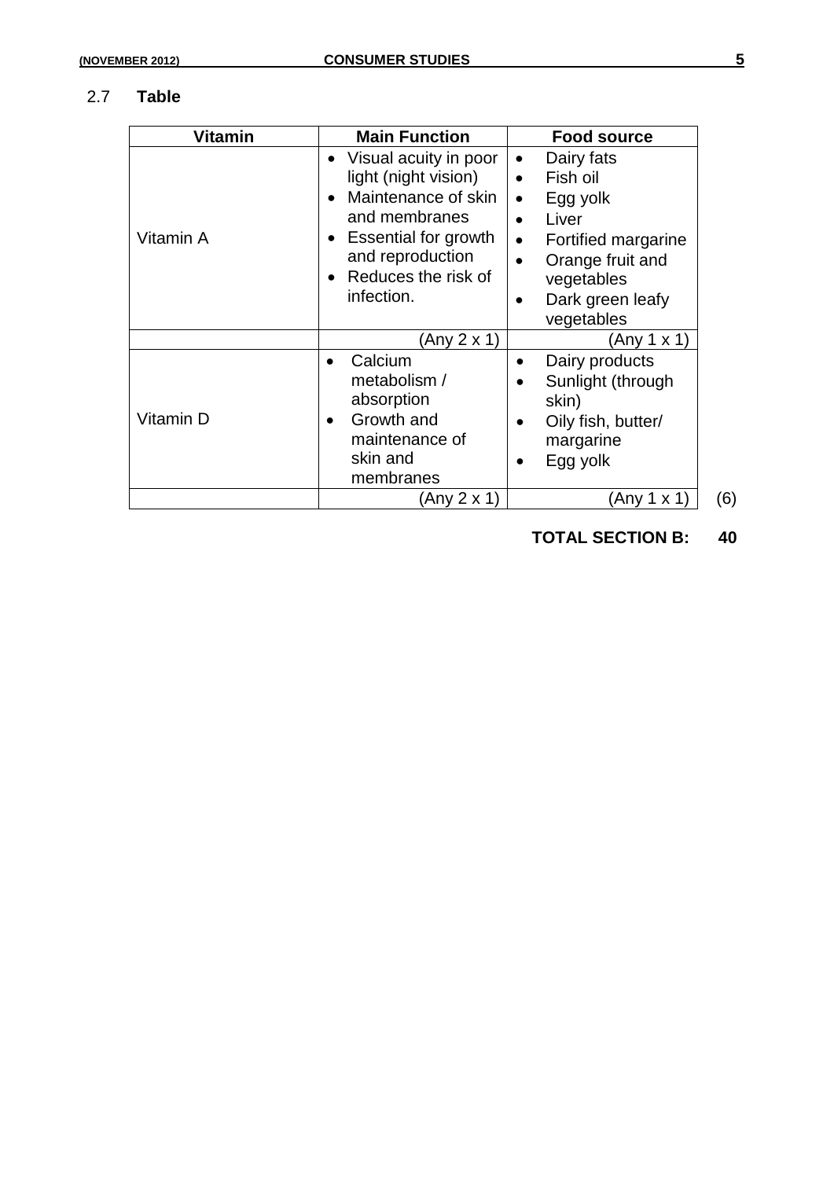2.7 **Table**

| Vitamin | Main Function | Food source |
|---|---|---|
| Vitamin A | • Visual acuity in poor light (night vision)<br>• Maintenance of skin and membranes<br>• Essential for growth and reproduction<br>• Reduces the risk of infection. | • Dairy fats<br>• Fish oil<br>• Egg yolk<br>• Liver<br>• Fortified margarine<br>• Orange fruit and vegetables<br>• Dark green leafy vegetables |
| | (Any 2 x 1) | (Any 1 x 1) |
| Vitamin D | • Calcium metabolism / absorption<br>• Growth and maintenance of skin and membranes | • Dairy products<br>• Sunlight (through skin)<br>• Oily fish, butter/ margarine<br>• Egg yolk |
| | (Any 2 x 1) | (Any 1 x 1) |

(6)

**TOTAL SECTION B: 40**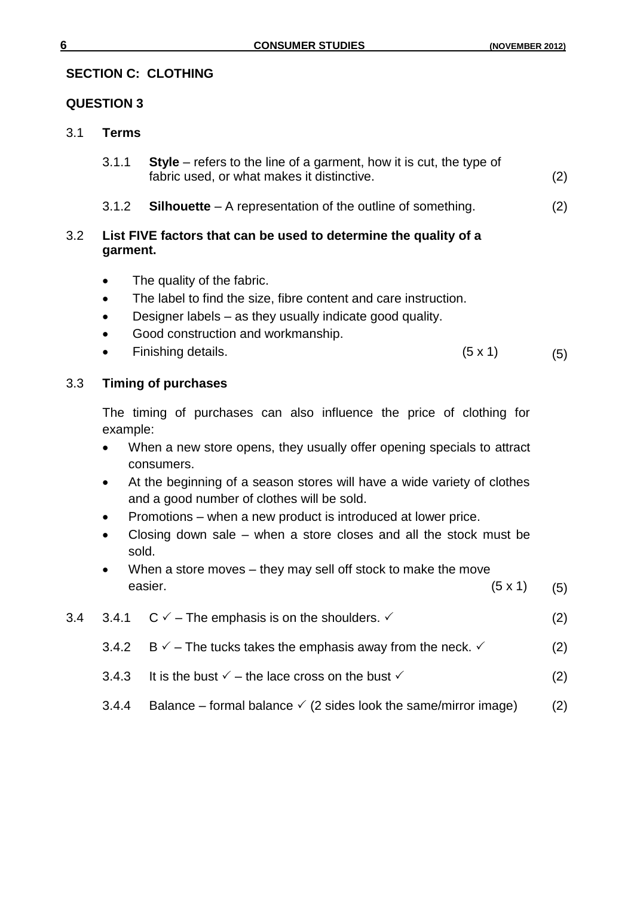## SECTION C: CLOTHING

### QUESTION 3

3.1 **Terms**

3.1.1 **Style** – refers to the line of a garment, how it is cut, the type of fabric used, or what makes it distinctive. (2)

3.1.2 **Silhouette** – A representation of the outline of something. (2)

3.2 **List FIVE factors that can be used to determine the quality of a garment.**

- The quality of the fabric.
- The label to find the size, fibre content and care instruction.
- Designer labels – as they usually indicate good quality.
- Good construction and workmanship.
- Finishing details. (5 x 1) (5)

3.3 **Timing of purchases**

The timing of purchases can also influence the price of clothing for example:

- When a new store opens, they usually offer opening specials to attract consumers.
- At the beginning of a season stores will have a wide variety of clothes and a good number of clothes will be sold.
- Promotions – when a new product is introduced at lower price.
- Closing down sale – when a store closes and all the stock must be sold.
- When a store moves – they may sell off stock to make the move easier. (5 x 1) (5)

3.4 3.4.1 C ✓ – The emphasis is on the shoulders. ✓ (2)

3.4.2 B ✓ – The tucks takes the emphasis away from the neck. ✓ (2)

3.4.3 It is the bust ✓ – the lace cross on the bust ✓ (2)

3.4.4 Balance – formal balance ✓ (2 sides look the same/mirror image) (2)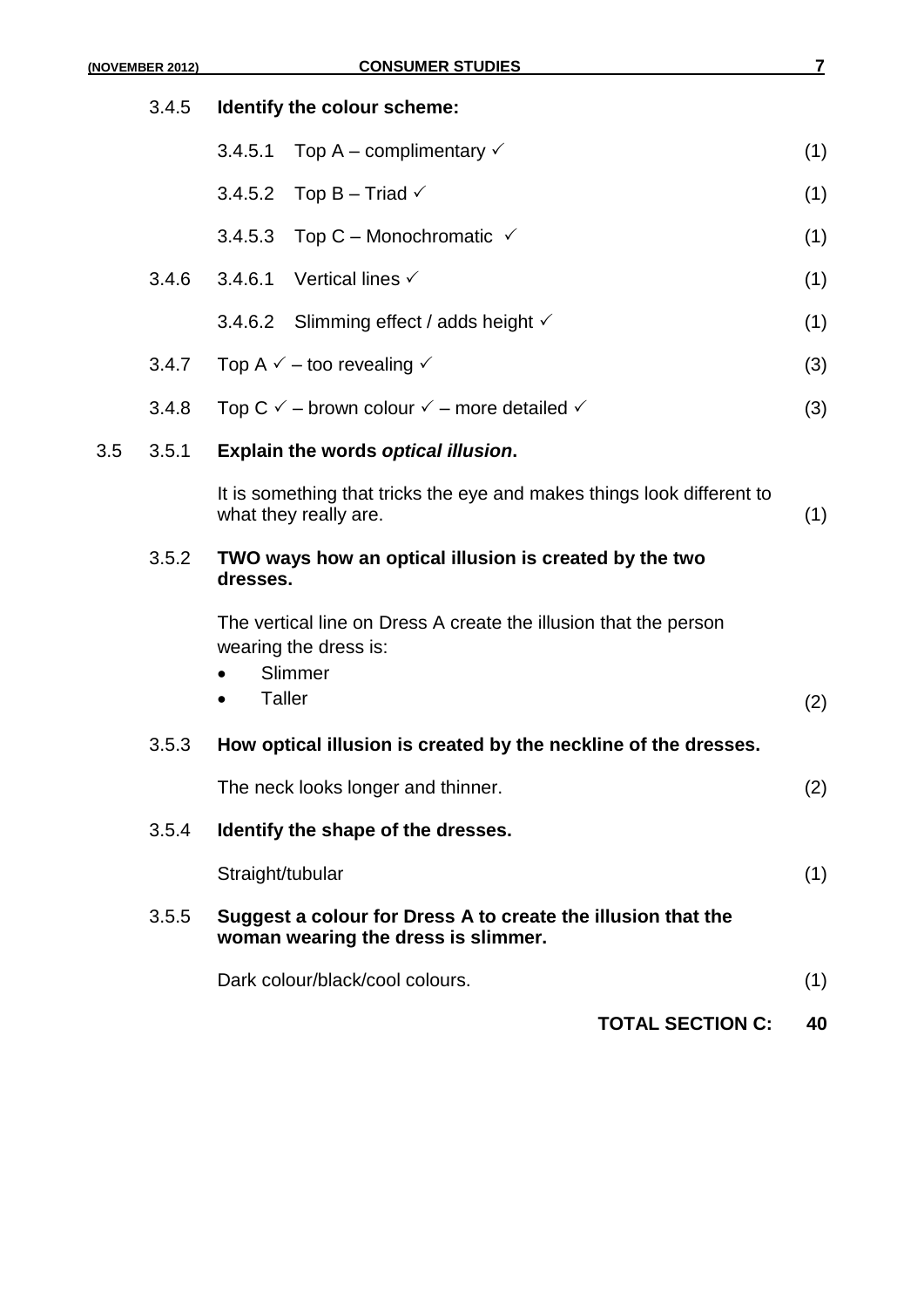3.4.5 **Identify the colour scheme:**

3.4.5.1 Top A – complimentary ✓ (1)

3.4.5.2 Top B – Triad ✓ (1)

3.4.5.3 Top C – Monochromatic ✓ (1)

3.4.6 3.4.6.1 Vertical lines ✓ (1)

3.4.6.2 Slimming effect / adds height ✓ (1)

3.4.7 Top A ✓ – too revealing ✓ (3)

3.4.8 Top C ✓ – brown colour ✓ – more detailed ✓ (3)

3.5 3.5.1 **Explain the words *optical illusion*.**

It is something that tricks the eye and makes things look different to what they really are. (1)

3.5.2 **TWO ways how an optical illusion is created by the two dresses.**

The vertical line on Dress A create the illusion that the person wearing the dress is:

- Slimmer
- Taller (2)

3.5.3 **How optical illusion is created by the neckline of the dresses.**

The neck looks longer and thinner. (2)

3.5.4 **Identify the shape of the dresses.**

Straight/tubular (1)

3.5.5 **Suggest a colour for Dress A to create the illusion that the woman wearing the dress is slimmer.**

Dark colour/black/cool colours. (1)

**TOTAL SECTION C: 40**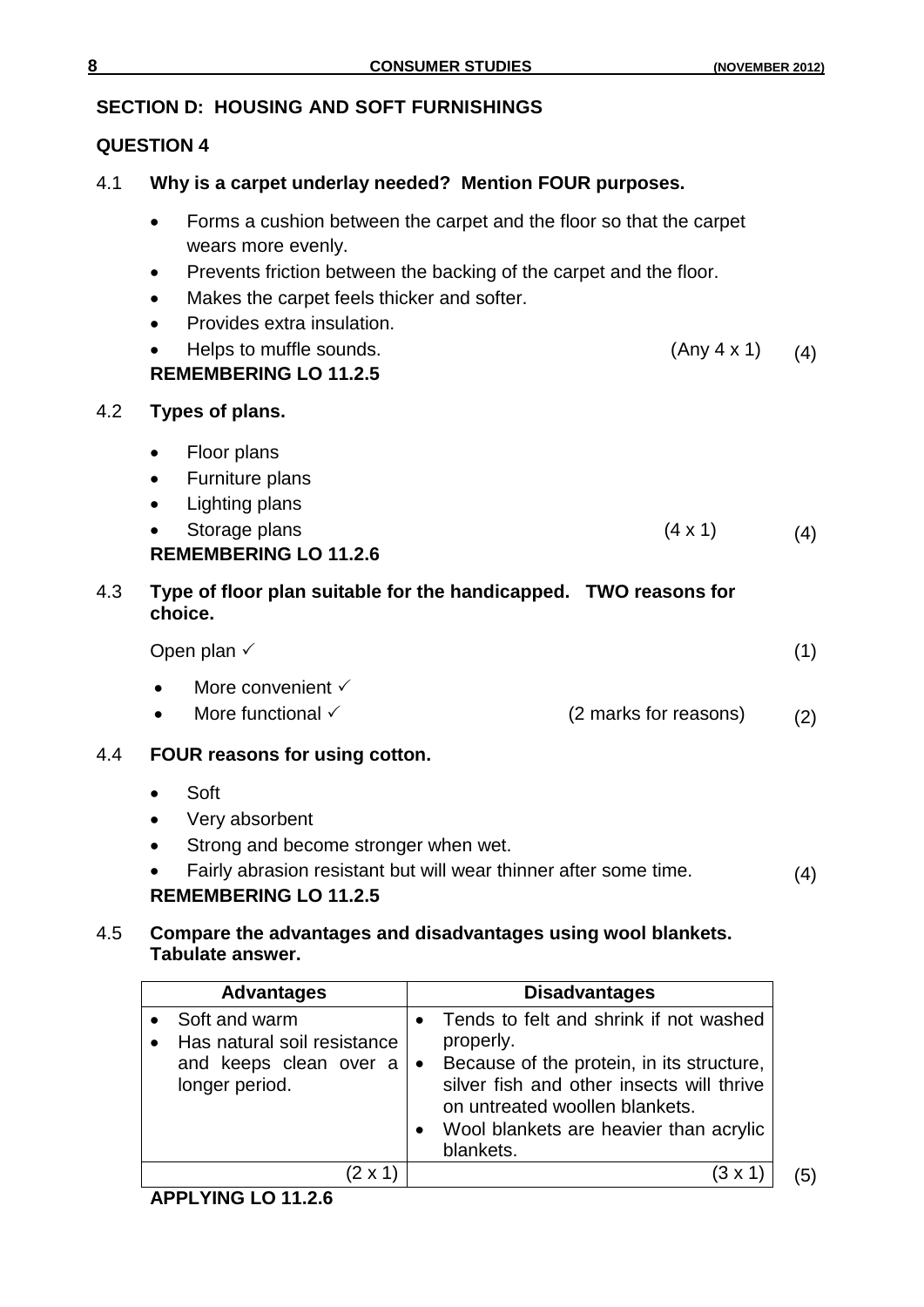## SECTION D: HOUSING AND SOFT FURNISHINGS

### QUESTION 4

4.1 **Why is a carpet underlay needed? Mention FOUR purposes.**

- Forms a cushion between the carpet and the floor so that the carpet wears more evenly.
- Prevents friction between the backing of the carpet and the floor.
- Makes the carpet feels thicker and softer.
- Provides extra insulation.
- Helps to muffle sounds. (Any 4 x 1) (4)

**REMEMBERING LO 11.2.5**

4.2 **Types of plans.**

- Floor plans
- Furniture plans
- Lighting plans
- Storage plans (4 x 1) (4)

**REMEMBERING LO 11.2.6**

4.3 **Type of floor plan suitable for the handicapped. TWO reasons for choice.**

Open plan ✓ (1)

- More convenient ✓
- More functional ✓ (2 marks for reasons) (2)

4.4 **FOUR reasons for using cotton.**

- Soft
- Very absorbent
- Strong and become stronger when wet.
- Fairly abrasion resistant but will wear thinner after some time. (4)

**REMEMBERING LO 11.2.5**

4.5 **Compare the advantages and disadvantages using wool blankets. Tabulate answer.**

| Advantages | Disadvantages |
|---|---|
| • Soft and warm<br>• Has natural soil resistance and keeps clean over a longer period. | • Tends to felt and shrink if not washed properly.<br>• Because of the protein, in its structure, silver fish and other insects will thrive on untreated woollen blankets.<br>• Wool blankets are heavier than acrylic blankets. |
| (2 x 1) | (3 x 1) |

(5)

**APPLYING LO 11.2.6**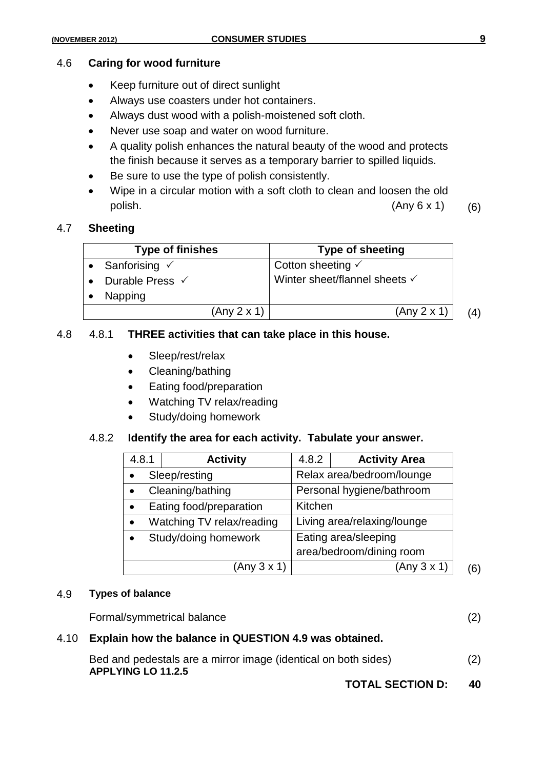## 4.6 Caring for wood furniture

- Keep furniture out of direct sunlight
- Always use coasters under hot containers.
- Always dust wood with a polish-moistened soft cloth.
- Never use soap and water on wood furniture.
- A quality polish enhances the natural beauty of the wood and protects the finish because it serves as a temporary barrier to spilled liquids.
- Be sure to use the type of polish consistently.
- Wipe in a circular motion with a soft cloth to clean and loosen the old polish. (Any 6 x 1) (6)

## 4.7 Sheeting

| Type of finishes | Type of sheeting |
|---|---|
| • Sanforising ✓<br>• Durable Press ✓<br>• Napping | Cotton sheeting ✓<br>Winter sheet/flannel sheets ✓ |
| (Any 2 x 1) | (Any 2 x 1) |

(4)

## 4.8

### 4.8.1 THREE activities that can take place in this house.

- Sleep/rest/relax
- Cleaning/bathing
- Eating food/preparation
- Watching TV relax/reading
- Study/doing homework

### 4.8.2 Identify the area for each activity. Tabulate your answer.

| 4.8.1 Activity | 4.8.2 Activity Area |
|---|---|
| • Sleep/resting | Relax area/bedroom/lounge |
| • Cleaning/bathing | Personal hygiene/bathroom |
| • Eating food/preparation | Kitchen |
| • Watching TV relax/reading | Living area/relaxing/lounge |
| • Study/doing homework | Eating area/sleeping area/bedroom/dining room |
| (Any 3 x 1) | (Any 3 x 1) |

(6)

## 4.9 Types of balance

Formal/symmetrical balance (2)

## 4.10 Explain how the balance in QUESTION 4.9 was obtained.

Bed and pedestals are a mirror image (identical on both sides) (2)

**APPLYING LO 11.2.5**

**TOTAL SECTION D: 40**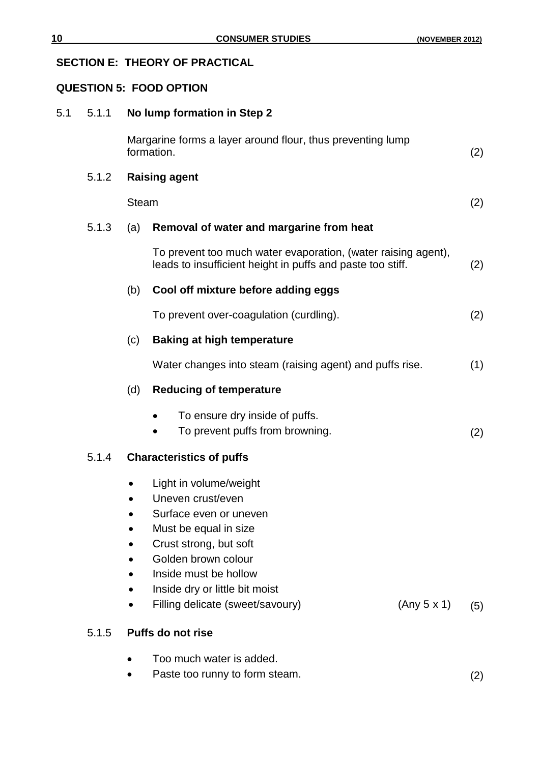## SECTION E: THEORY OF PRACTICAL

### QUESTION 5: FOOD OPTION

5.1 5.1.1 **No lump formation in Step 2**

Margarine forms a layer around flour, thus preventing lump formation. (2)

5.1.2 **Raising agent**

Steam (2)

5.1.3 (a) **Removal of water and margarine from heat**

To prevent too much water evaporation, (water raising agent), leads to insufficient height in puffs and paste too stiff. (2)

(b) **Cool off mixture before adding eggs**

To prevent over-coagulation (curdling). (2)

(c) **Baking at high temperature**

Water changes into steam (raising agent) and puffs rise. (1)

(d) **Reducing of temperature**

- To ensure dry inside of puffs.
- To prevent puffs from browning. (2)

5.1.4 **Characteristics of puffs**

- Light in volume/weight
- Uneven crust/even
- Surface even or uneven
- Must be equal in size
- Crust strong, but soft
- Golden brown colour
- Inside must be hollow
- Inside dry or little bit moist
- Filling delicate (sweet/savoury) (Any 5 x 1) (5)

5.1.5 **Puffs do not rise**

- Too much water is added.
- Paste too runny to form steam. (2)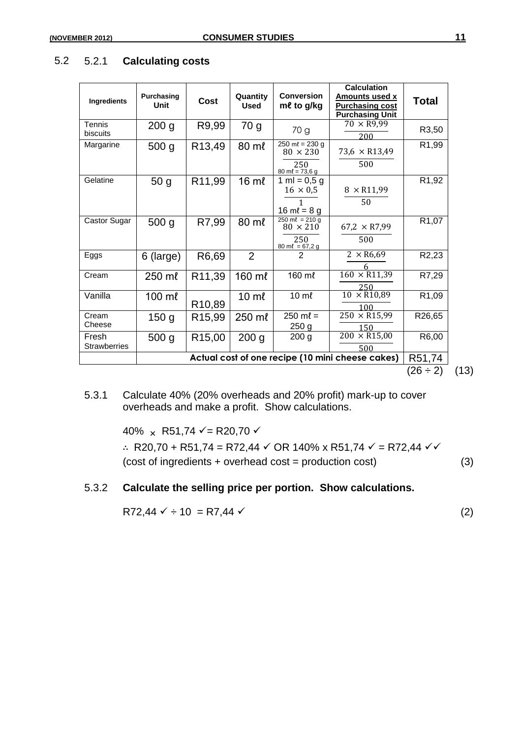5.2 5.2.1 **Calculating costs**

| Ingredients | Purchasing Unit | Cost | Quantity Used | Conversion mℓ to g/kg | Calculation Amounts used x Purchasing cost / Purchasing Unit | Total |
|---|---|---|---|---|---|---|
| Tennis biscuits | 200 g | R9,99 | 70 g | 70 g | $\frac{70 \times R9,99}{200}$ | R3,50 |
| Margarine | 500 g | R13,49 | 80 mℓ | 250 mℓ = 230 g $\frac{80 \times 230}{250}$ 80 mℓ = 73,6 g | $\frac{73,6 \times R13,49}{500}$ | R1,99 |
| Gelatine | 50 g | R11,99 | 16 mℓ | 1 ml = 0,5 g $\frac{16 \times 0,5}{1}$ 16 mℓ = 8 g | $\frac{8 \times R11,99}{50}$ | R1,92 |
| Castor Sugar | 500 g | R7,99 | 80 mℓ | 250 mℓ = 210 g $\frac{80 \times 210}{250}$ 80 mℓ = 67,2 g | $\frac{67,2 \times R7,99}{500}$ | R1,07 |
| Eggs | 6 (large) | R6,69 | 2 | 2 | $\frac{2 \times R6,69}{6}$ | R2,23 |
| Cream | 250 mℓ | R11,39 | 160 mℓ | 160 mℓ | $\frac{160 \times R11,39}{250}$ | R7,29 |
| Vanilla | 100 mℓ | R10,89 | 10 mℓ | 10 mℓ | $\frac{10 \times R10,89}{100}$ | R1,09 |
| Cream Cheese | 150 g | R15,99 | 250 mℓ | 250 mℓ = 250 g | $\frac{250 \times R15,99}{150}$ | R26,65 |
| Fresh Strawberries | 500 g | R15,00 | 200 g | 200 g | $\frac{200 \times R15,00}{500}$ | R6,00 |
| | **Actual cost of one recipe (10 mini cheese cakes)** | | | | | R51,74 |

(26 ÷ 2) (13)

5.3.1 Calculate 40% (20% overheads and 20% profit) mark-up to cover overheads and make a profit. Show calculations.

40% × R51,74 ✓= R20,70 ✓

∴ R20,70 + R51,74 = R72,44 ✓ OR 140% x R51,74 ✓ = R72,44 ✓✓
(cost of ingredients + overhead cost = production cost) (3)

5.3.2 **Calculate the selling price per portion. Show calculations.**

R72,44 ✓ ÷ 10 = R7,44 ✓ (2)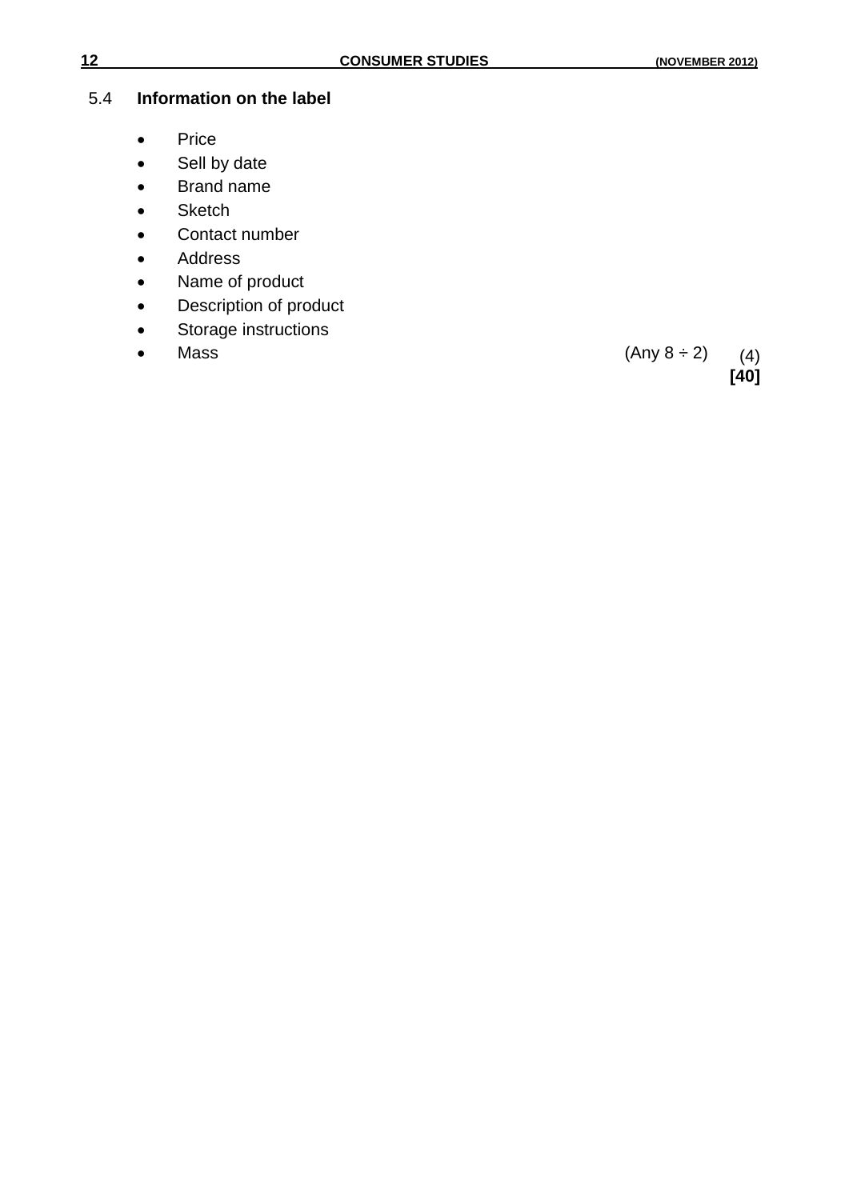5.4 **Information on the label**

- Price
- Sell by date
- Brand name
- Sketch
- Contact number
- Address
- Name of product
- Description of product
- Storage instructions
- Mass (Any 8 ÷ 2) (4)

**[40]**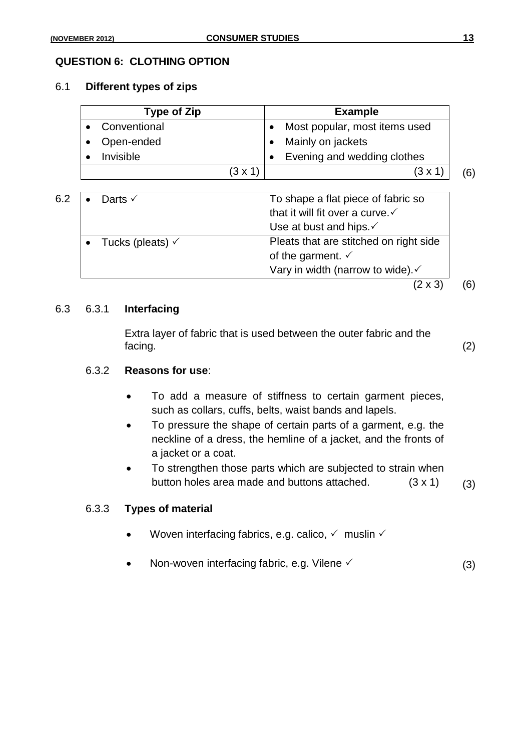## QUESTION 6: CLOTHING OPTION

### 6.1 Different types of zips

| Type of Zip | Example |
|---|---|
| • Conventional | • Most popular, most items used |
| • Open-ended | • Mainly on jackets |
| • Invisible | • Evening and wedding clothes |
| (3 x 1) | (3 x 1) |

(6)

### 6.2

| | |
|---|---|
| • Darts ✓ | To shape a flat piece of fabric so that it will fit over a curve.✓ Use at bust and hips.✓ |
| • Tucks (pleats) ✓ | Pleats that are stitched on right side of the garment. ✓ Vary in width (narrow to wide).✓ |

(2 x 3) (6)

### 6.3

#### 6.3.1 Interfacing

Extra layer of fabric that is used between the outer fabric and the facing. (2)

#### 6.3.2 Reasons for use:

- To add a measure of stiffness to certain garment pieces, such as collars, cuffs, belts, waist bands and lapels.
- To pressure the shape of certain parts of a garment, e.g. the neckline of a dress, the hemline of a jacket, and the fronts of a jacket or a coat.
- To strengthen those parts which are subjected to strain when button holes area made and buttons attached. (3 x 1) (3)

#### 6.3.3 Types of material

- Woven interfacing fabrics, e.g. calico, ✓ muslin ✓
- Non-woven interfacing fabric, e.g. Vilene ✓ (3)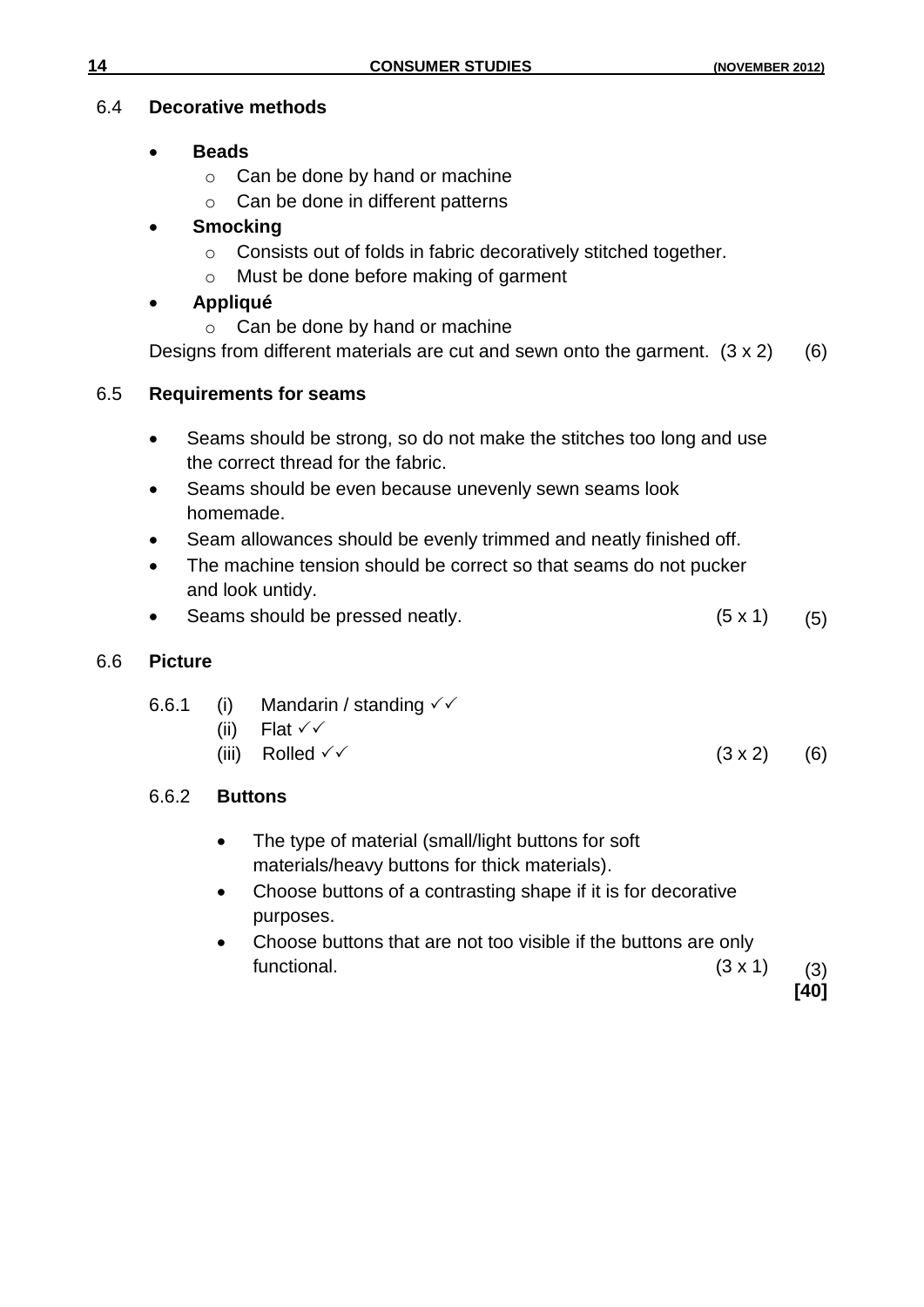6.4 **Decorative methods**

- **Beads**
  - Can be done by hand or machine
  - Can be done in different patterns
- **Smocking**
  - Consists out of folds in fabric decoratively stitched together.
  - Must be done before making of garment
- **Appliqué**
  - Can be done by hand or machine

Designs from different materials are cut and sewn onto the garment. (3 x 2) (6)

6.5 **Requirements for seams**

- Seams should be strong, so do not make the stitches too long and use the correct thread for the fabric.
- Seams should be even because unevenly sewn seams look homemade.
- Seam allowances should be evenly trimmed and neatly finished off.
- The machine tension should be correct so that seams do not pucker and look untidy.
- Seams should be pressed neatly. (5 x 1) (5)

6.6 **Picture**

6.6.1
(i) Mandarin / standing ✓✓
(ii) Flat ✓✓
(iii) Rolled ✓✓ (3 x 2) (6)

6.6.2 **Buttons**

- The type of material (small/light buttons for soft materials/heavy buttons for thick materials).
- Choose buttons of a contrasting shape if it is for decorative purposes.
- Choose buttons that are not too visible if the buttons are only functional. (3 x 1) (3)

**[40]**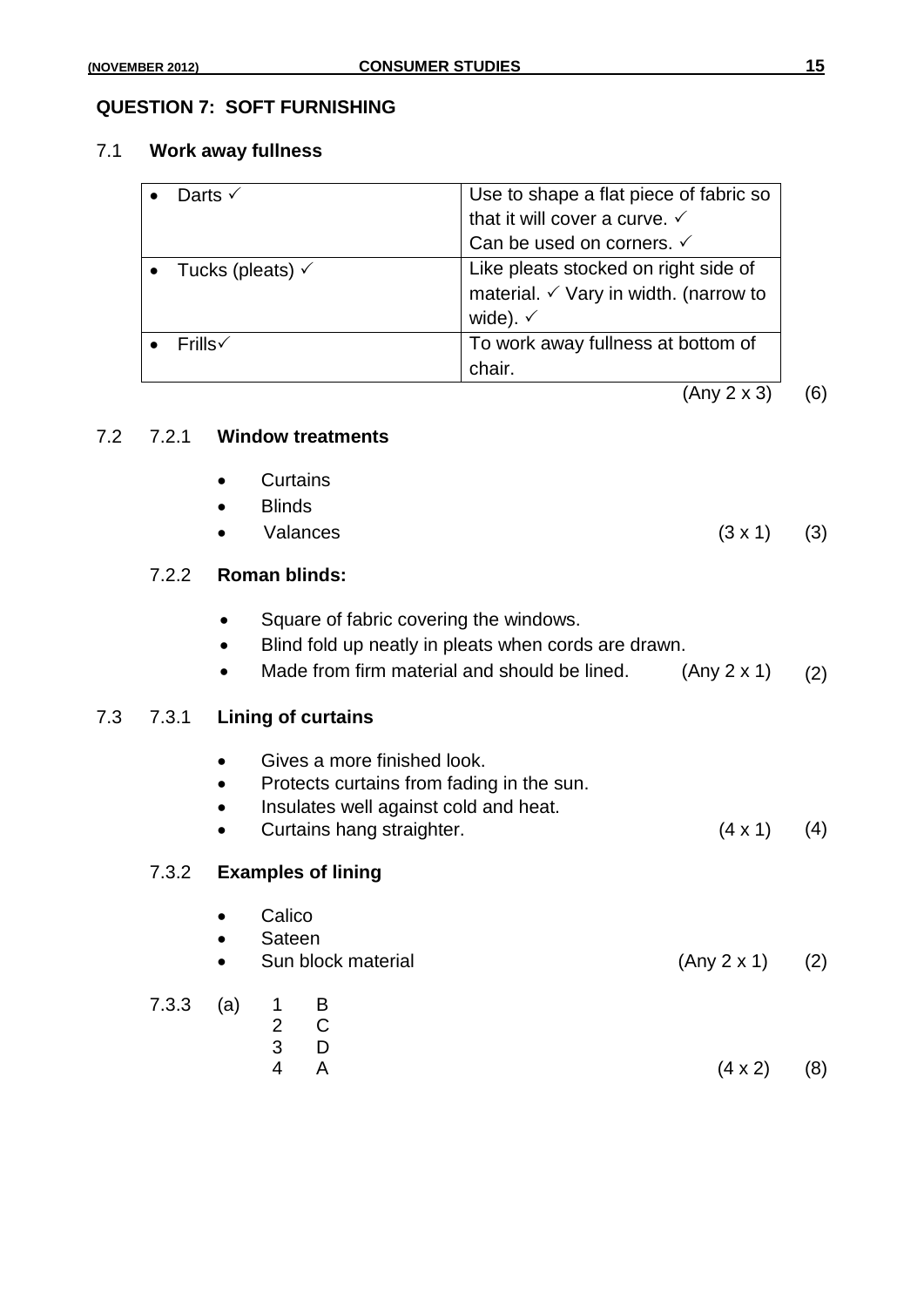## QUESTION 7: SOFT FURNISHING

### 7.1 Work away fullness

| | |
|---|---|
| • Darts ✓ | Use to shape a flat piece of fabric so that it will cover a curve. ✓ Can be used on corners. ✓ |
| • Tucks (pleats) ✓ | Like pleats stocked on right side of material. ✓ Vary in width. (narrow to wide). ✓ |
| • Frills✓ | To work away fullness at bottom of chair. |

(Any 2 x 3) (6)

### 7.2

#### 7.2.1 Window treatments

- Curtains
- Blinds
- Valances

(3 x 1) (3)

#### 7.2.2 Roman blinds:

- Square of fabric covering the windows.
- Blind fold up neatly in pleats when cords are drawn.
- Made from firm material and should be lined.

(Any 2 x 1) (2)

### 7.3

#### 7.3.1 Lining of curtains

- Gives a more finished look.
- Protects curtains from fading in the sun.
- Insulates well against cold and heat.
- Curtains hang straighter.

(4 x 1) (4)

#### 7.3.2 Examples of lining

- Calico
- Sateen
- Sun block material

(Any 2 x 1) (2)

#### 7.3.3

(a)

1 B
2 C
3 D
4 A

(4 x 2) (8)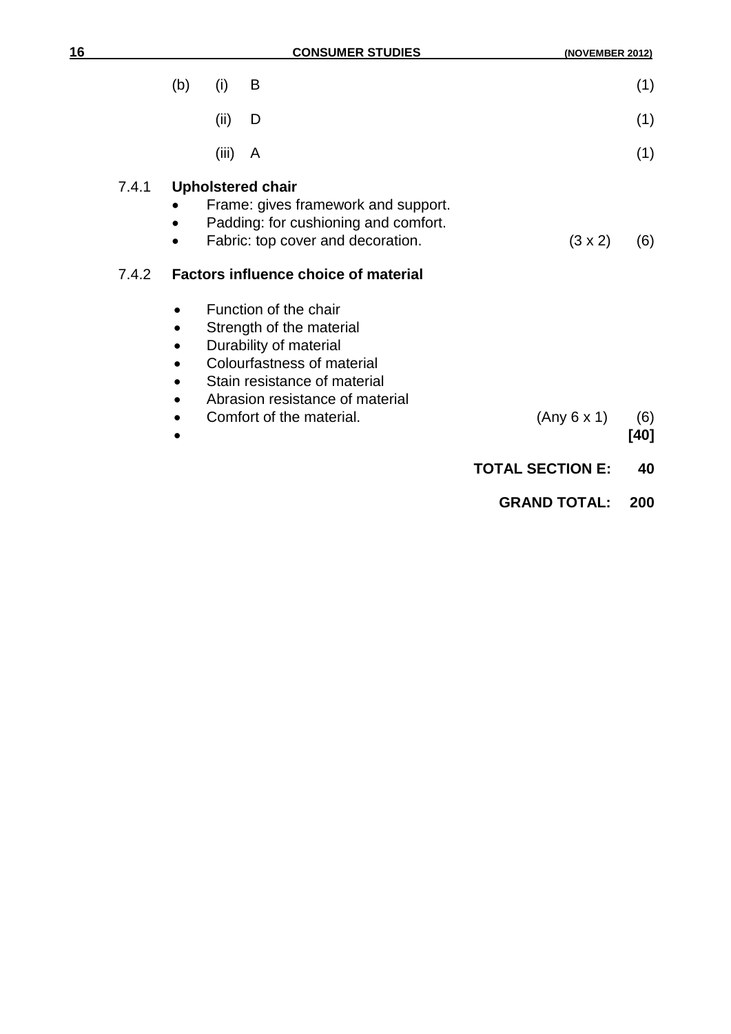(b) (i) B (1)

(ii) D (1)

(iii) A (1)

7.4.1 **Upholstered chair**

- Frame: gives framework and support.
- Padding: for cushioning and comfort.
- Fabric: top cover and decoration. (3 x 2) (6)

7.4.2 **Factors influence choice of material**

- Function of the chair
- Strength of the material
- Durability of material
- Colourfastness of material
- Stain resistance of material
- Abrasion resistance of material
- Comfort of the material. (Any 6 x 1) (6)
- 

**[40]**

**TOTAL SECTION E: 40**

**GRAND TOTAL: 200**